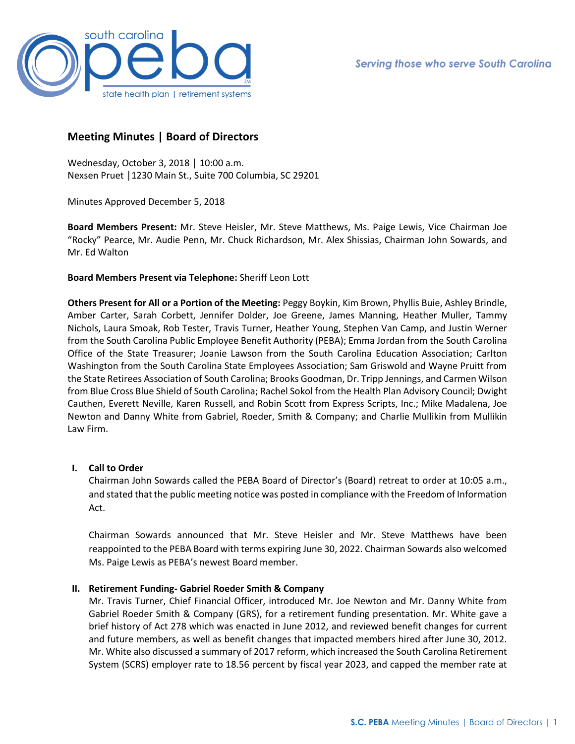## Meeting Minutes | Board of Directors

Wednesday, October 3, 2018 │ 10:00 a.m.
Nexsen Pruet │1230 Main St., Suite 700 Columbia, SC 29201

Minutes Approved December 5, 2018

**Board Members Present:** Mr. Steve Heisler, Mr. Steve Matthews, Ms. Paige Lewis, Vice Chairman Joe "Rocky" Pearce, Mr. Audie Penn, Mr. Chuck Richardson, Mr. Alex Shissias, Chairman John Sowards, and Mr. Ed Walton

**Board Members Present via Telephone:** Sheriff Leon Lott

**Others Present for All or a Portion of the Meeting:** Peggy Boykin, Kim Brown, Phyllis Buie, Ashley Brindle, Amber Carter, Sarah Corbett, Jennifer Dolder, Joe Greene, James Manning, Heather Muller, Tammy Nichols, Laura Smoak, Rob Tester, Travis Turner, Heather Young, Stephen Van Camp, and Justin Werner from the South Carolina Public Employee Benefit Authority (PEBA); Emma Jordan from the South Carolina Office of the State Treasurer; Joanie Lawson from the South Carolina Education Association; Carlton Washington from the South Carolina State Employees Association; Sam Griswold and Wayne Pruitt from the State Retirees Association of South Carolina; Brooks Goodman, Dr. Tripp Jennings, and Carmen Wilson from Blue Cross Blue Shield of South Carolina; Rachel Sokol from the Health Plan Advisory Council; Dwight Cauthen, Everett Neville, Karen Russell, and Robin Scott from Express Scripts, Inc.; Mike Madalena, Joe Newton and Danny White from Gabriel, Roeder, Smith & Company; and Charlie Mullikin from Mullikin Law Firm.

### I. Call to Order

Chairman John Sowards called the PEBA Board of Director's (Board) retreat to order at 10:05 a.m., and stated that the public meeting notice was posted in compliance with the Freedom of Information Act.

Chairman Sowards announced that Mr. Steve Heisler and Mr. Steve Matthews have been reappointed to the PEBA Board with terms expiring June 30, 2022. Chairman Sowards also welcomed Ms. Paige Lewis as PEBA's newest Board member.

### II. Retirement Funding- Gabriel Roeder Smith & Company

Mr. Travis Turner, Chief Financial Officer, introduced Mr. Joe Newton and Mr. Danny White from Gabriel Roeder Smith & Company (GRS), for a retirement funding presentation. Mr. White gave a brief history of Act 278 which was enacted in June 2012, and reviewed benefit changes for current and future members, as well as benefit changes that impacted members hired after June 30, 2012. Mr. White also discussed a summary of 2017 reform, which increased the South Carolina Retirement System (SCRS) employer rate to 18.56 percent by fiscal year 2023, and capped the member rate at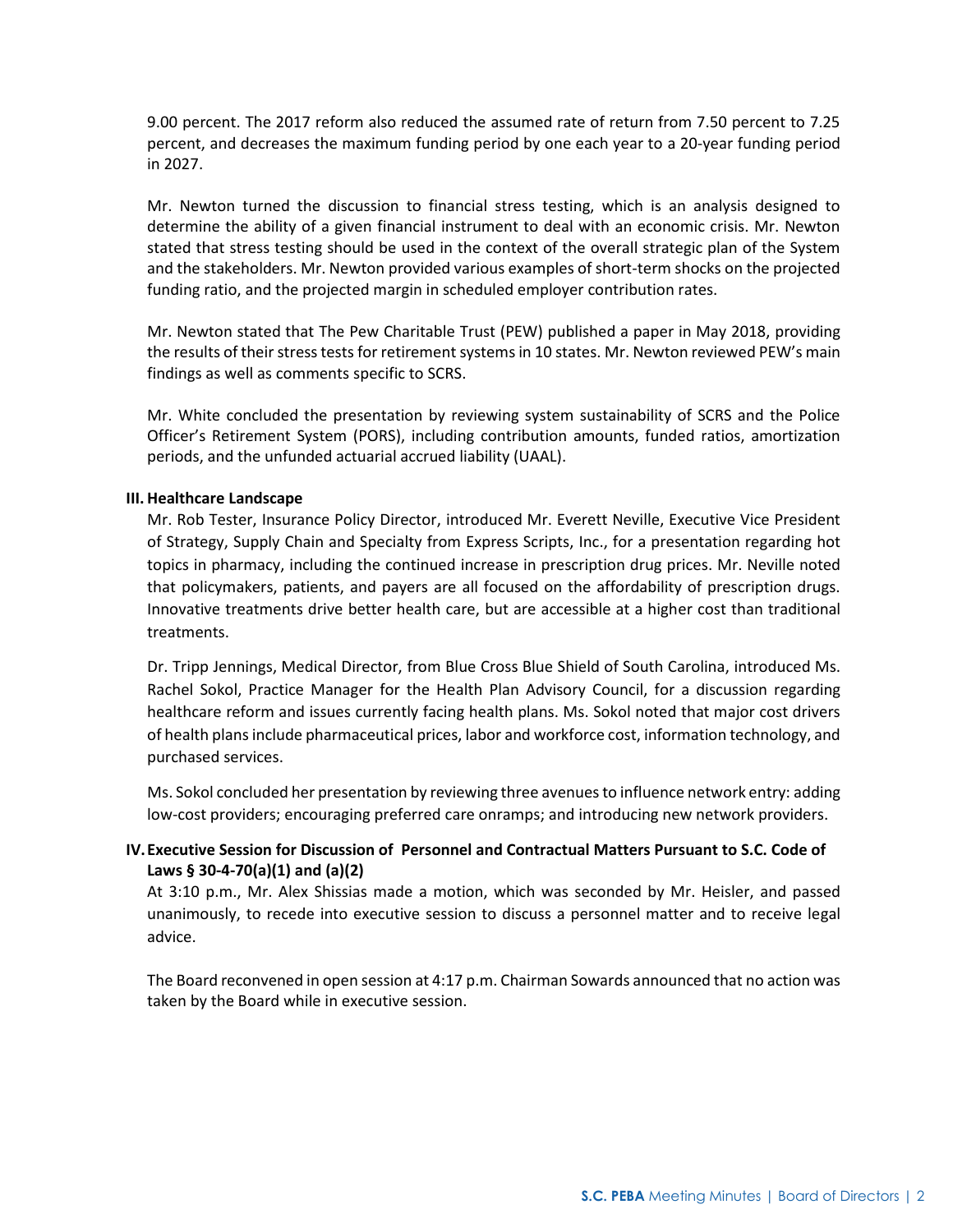9.00 percent. The 2017 reform also reduced the assumed rate of return from 7.50 percent to 7.25 percent, and decreases the maximum funding period by one each year to a 20-year funding period in 2027.

Mr. Newton turned the discussion to financial stress testing, which is an analysis designed to determine the ability of a given financial instrument to deal with an economic crisis. Mr. Newton stated that stress testing should be used in the context of the overall strategic plan of the System and the stakeholders. Mr. Newton provided various examples of short-term shocks on the projected funding ratio, and the projected margin in scheduled employer contribution rates.

Mr. Newton stated that The Pew Charitable Trust (PEW) published a paper in May 2018, providing the results of their stress tests for retirement systems in 10 states. Mr. Newton reviewed PEW's main findings as well as comments specific to SCRS.

Mr. White concluded the presentation by reviewing system sustainability of SCRS and the Police Officer's Retirement System (PORS), including contribution amounts, funded ratios, amortization periods, and the unfunded actuarial accrued liability (UAAL).

**III. Healthcare Landscape**

Mr. Rob Tester, Insurance Policy Director, introduced Mr. Everett Neville, Executive Vice President of Strategy, Supply Chain and Specialty from Express Scripts, Inc., for a presentation regarding hot topics in pharmacy, including the continued increase in prescription drug prices. Mr. Neville noted that policymakers, patients, and payers are all focused on the affordability of prescription drugs. Innovative treatments drive better health care, but are accessible at a higher cost than traditional treatments.

Dr. Tripp Jennings, Medical Director, from Blue Cross Blue Shield of South Carolina, introduced Ms. Rachel Sokol, Practice Manager for the Health Plan Advisory Council, for a discussion regarding healthcare reform and issues currently facing health plans. Ms. Sokol noted that major cost drivers of health plans include pharmaceutical prices, labor and workforce cost, information technology, and purchased services.

Ms. Sokol concluded her presentation by reviewing three avenues to influence network entry: adding low-cost providers; encouraging preferred care onramps; and introducing new network providers.

**IV. Executive Session for Discussion of Personnel and Contractual Matters Pursuant to S.C. Code of Laws § 30-4-70(a)(1) and (a)(2)**

At 3:10 p.m., Mr. Alex Shissias made a motion, which was seconded by Mr. Heisler, and passed unanimously, to recede into executive session to discuss a personnel matter and to receive legal advice.

The Board reconvened in open session at 4:17 p.m. Chairman Sowards announced that no action was taken by the Board while in executive session.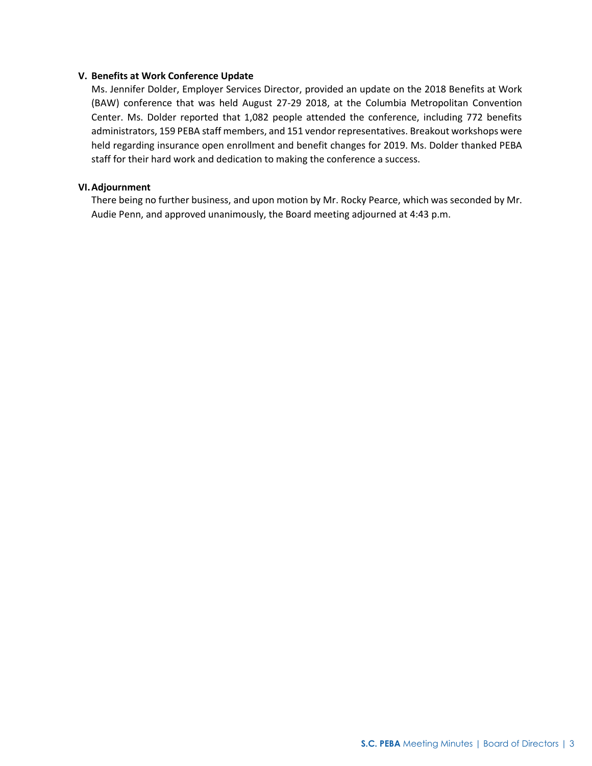### V. Benefits at Work Conference Update

Ms. Jennifer Dolder, Employer Services Director, provided an update on the 2018 Benefits at Work (BAW) conference that was held August 27-29 2018, at the Columbia Metropolitan Convention Center. Ms. Dolder reported that 1,082 people attended the conference, including 772 benefits administrators, 159 PEBA staff members, and 151 vendor representatives. Breakout workshops were held regarding insurance open enrollment and benefit changes for 2019. Ms. Dolder thanked PEBA staff for their hard work and dedication to making the conference a success.

### VI. Adjournment

There being no further business, and upon motion by Mr. Rocky Pearce, which was seconded by Mr. Audie Penn, and approved unanimously, the Board meeting adjourned at 4:43 p.m.